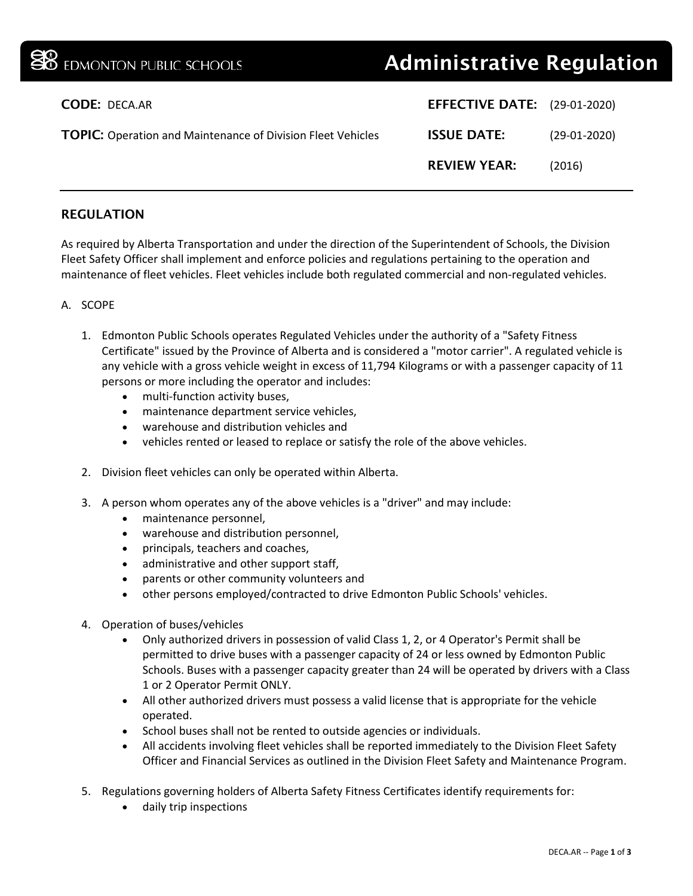EDMONTON PUBLIC SCHOOLS

# Administrative Regulation

**CODE:** DECA.AR

**TOPIC:** Operation and Maintenance of Division Fleet Vehicles

**EFFECTIVE DATE:** (29-01-2020)

**ISSUE DATE:** (29-01-2020)

**REVIEW YEAR:** (2016)

## REGULATION

As required by Alberta Transportation and under the direction of the Superintendent of Schools, the Division Fleet Safety Officer shall implement and enforce policies and regulations pertaining to the operation and maintenance of fleet vehicles. Fleet vehicles include both regulated commercial and non-regulated vehicles.

A. SCOPE

1. Edmonton Public Schools operates Regulated Vehicles under the authority of a "Safety Fitness Certificate" issued by the Province of Alberta and is considered a "motor carrier". A regulated vehicle is any vehicle with a gross vehicle weight in excess of 11,794 Kilograms or with a passenger capacity of 11 persons or more including the operator and includes:
   - multi-function activity buses,
   - maintenance department service vehicles,
   - warehouse and distribution vehicles and
   - vehicles rented or leased to replace or satisfy the role of the above vehicles.

2. Division fleet vehicles can only be operated within Alberta.

3. A person whom operates any of the above vehicles is a "driver" and may include:
   - maintenance personnel,
   - warehouse and distribution personnel,
   - principals, teachers and coaches,
   - administrative and other support staff,
   - parents or other community volunteers and
   - other persons employed/contracted to drive Edmonton Public Schools' vehicles.

4. Operation of buses/vehicles
   - Only authorized drivers in possession of valid Class 1, 2, or 4 Operator's Permit shall be permitted to drive buses with a passenger capacity of 24 or less owned by Edmonton Public Schools. Buses with a passenger capacity greater than 24 will be operated by drivers with a Class 1 or 2 Operator Permit ONLY.
   - All other authorized drivers must possess a valid license that is appropriate for the vehicle operated.
   - School buses shall not be rented to outside agencies or individuals.
   - All accidents involving fleet vehicles shall be reported immediately to the Division Fleet Safety Officer and Financial Services as outlined in the Division Fleet Safety and Maintenance Program.

5. Regulations governing holders of Alberta Safety Fitness Certificates identify requirements for:
   - daily trip inspections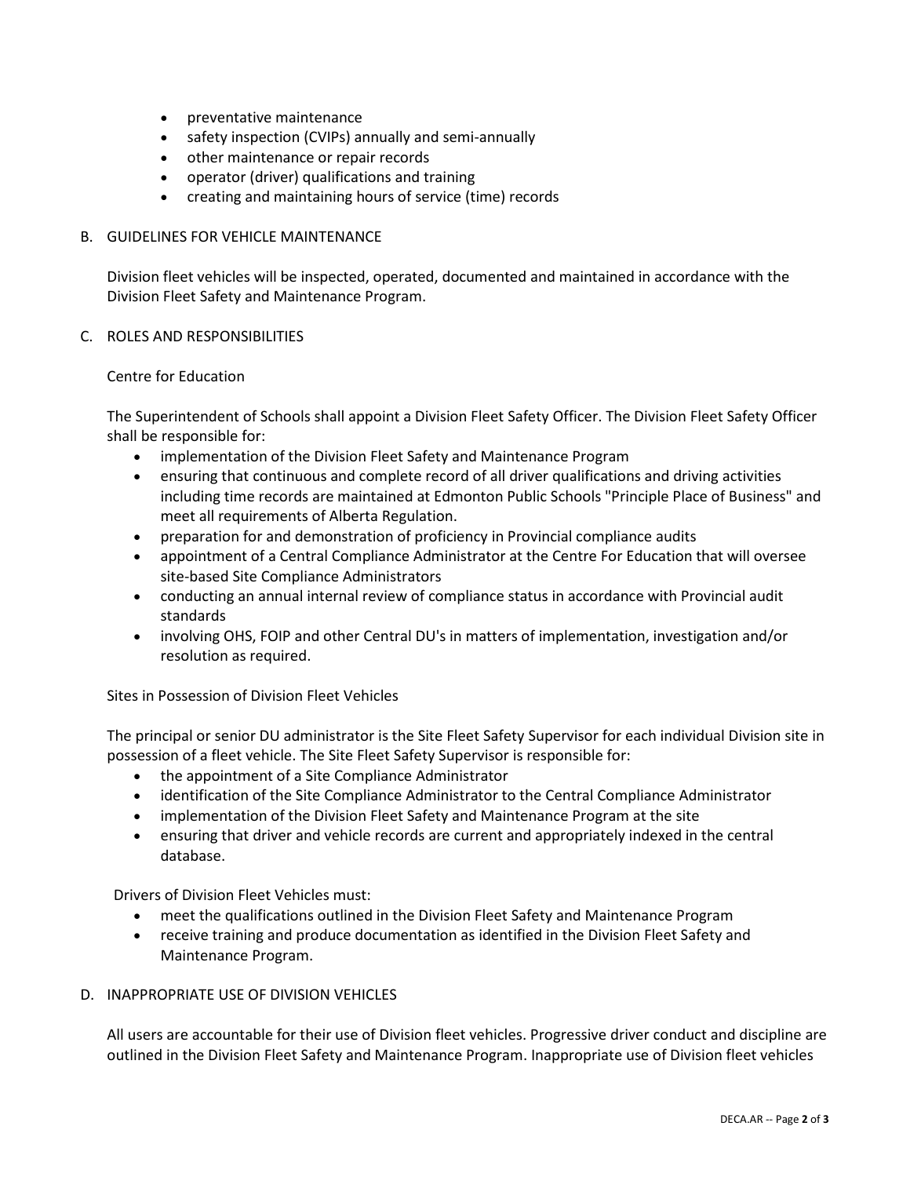- preventative maintenance
- safety inspection (CVIPs) annually and semi-annually
- other maintenance or repair records
- operator (driver) qualifications and training
- creating and maintaining hours of service (time) records

## B. GUIDELINES FOR VEHICLE MAINTENANCE

Division fleet vehicles will be inspected, operated, documented and maintained in accordance with the Division Fleet Safety and Maintenance Program.

## C. ROLES AND RESPONSIBILITIES

Centre for Education

The Superintendent of Schools shall appoint a Division Fleet Safety Officer. The Division Fleet Safety Officer shall be responsible for:

- implementation of the Division Fleet Safety and Maintenance Program
- ensuring that continuous and complete record of all driver qualifications and driving activities including time records are maintained at Edmonton Public Schools "Principle Place of Business" and meet all requirements of Alberta Regulation.
- preparation for and demonstration of proficiency in Provincial compliance audits
- appointment of a Central Compliance Administrator at the Centre For Education that will oversee site-based Site Compliance Administrators
- conducting an annual internal review of compliance status in accordance with Provincial audit standards
- involving OHS, FOIP and other Central DU's in matters of implementation, investigation and/or resolution as required.

Sites in Possession of Division Fleet Vehicles

The principal or senior DU administrator is the Site Fleet Safety Supervisor for each individual Division site in possession of a fleet vehicle. The Site Fleet Safety Supervisor is responsible for:

- the appointment of a Site Compliance Administrator
- identification of the Site Compliance Administrator to the Central Compliance Administrator
- implementation of the Division Fleet Safety and Maintenance Program at the site
- ensuring that driver and vehicle records are current and appropriately indexed in the central database.

Drivers of Division Fleet Vehicles must:

- meet the qualifications outlined in the Division Fleet Safety and Maintenance Program
- receive training and produce documentation as identified in the Division Fleet Safety and Maintenance Program.

## D. INAPPROPRIATE USE OF DIVISION VEHICLES

All users are accountable for their use of Division fleet vehicles. Progressive driver conduct and discipline are outlined in the Division Fleet Safety and Maintenance Program. Inappropriate use of Division fleet vehicles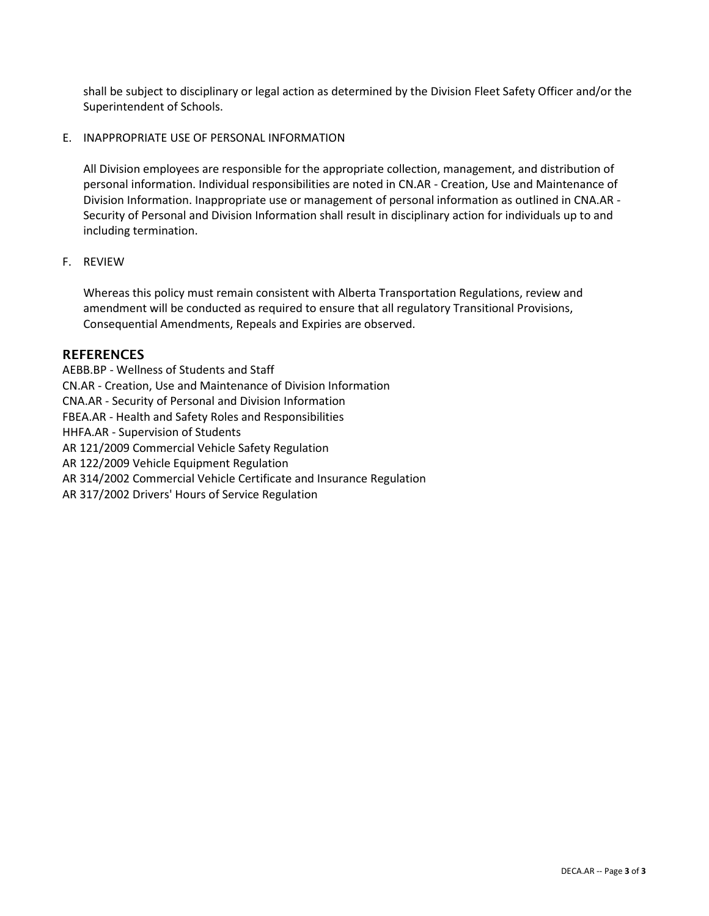shall be subject to disciplinary or legal action as determined by the Division Fleet Safety Officer and/or the Superintendent of Schools.

E. INAPPROPRIATE USE OF PERSONAL INFORMATION

All Division employees are responsible for the appropriate collection, management, and distribution of personal information. Individual responsibilities are noted in CN.AR - Creation, Use and Maintenance of Division Information. Inappropriate use or management of personal information as outlined in CNA.AR - Security of Personal and Division Information shall result in disciplinary action for individuals up to and including termination.

F. REVIEW

Whereas this policy must remain consistent with Alberta Transportation Regulations, review and amendment will be conducted as required to ensure that all regulatory Transitional Provisions, Consequential Amendments, Repeals and Expiries are observed.

## REFERENCES

AEBB.BP - Wellness of Students and Staff
CN.AR - Creation, Use and Maintenance of Division Information
CNA.AR - Security of Personal and Division Information
FBEA.AR - Health and Safety Roles and Responsibilities
HHFA.AR - Supervision of Students
AR 121/2009 Commercial Vehicle Safety Regulation
AR 122/2009 Vehicle Equipment Regulation
AR 314/2002 Commercial Vehicle Certificate and Insurance Regulation
AR 317/2002 Drivers' Hours of Service Regulation